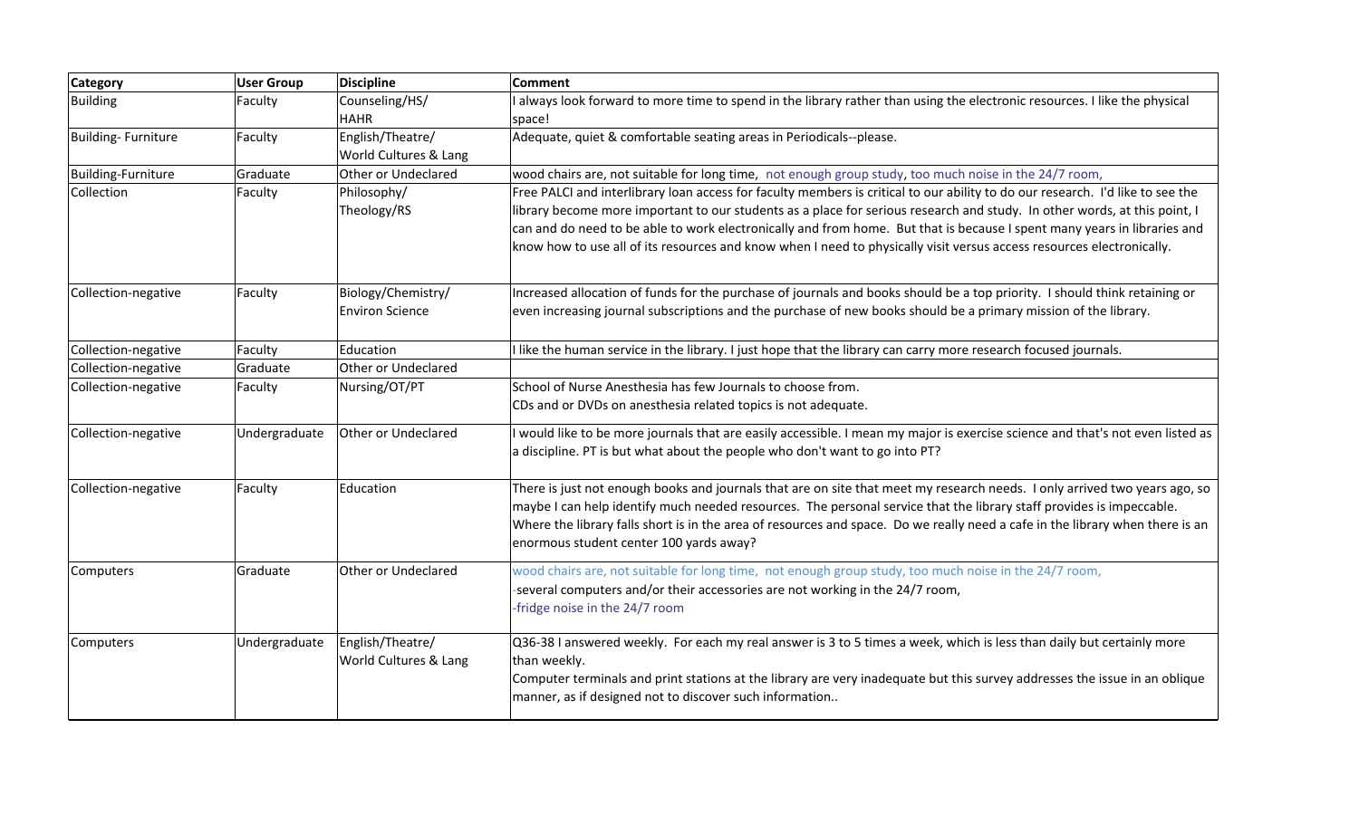| Category | User Group | Discipline | Comment |
|---|---|---|---|
| Building | Faculty | Counseling/HS/ HAHR | I always look forward to more time to spend in the library rather than using the electronic resources. I like the physical space! |
| Building- Furniture | Faculty | English/Theatre/ World Cultures & Lang | Adequate, quiet & comfortable seating areas in Periodicals--please. |
| Building-Furniture | Graduate | Other or Undeclared | wood chairs are, not suitable for long time, not enough group study, too much noise in the 24/7 room, |
| Collection | Faculty | Philosophy/ Theology/RS | Free PALCI and interlibrary loan access for faculty members is critical to our ability to do our research. I'd like to see the library become more important to our students as a place for serious research and study. In other words, at this point, I can and do need to be able to work electronically and from home. But that is because I spent many years in libraries and know how to use all of its resources and know when I need to physically visit versus access resources electronically. |
| Collection-negative | Faculty | Biology/Chemistry/ Environ Science | Increased allocation of funds for the purchase of journals and books should be a top priority. I should think retaining or even increasing journal subscriptions and the purchase of new books should be a primary mission of the library. |
| Collection-negative | Faculty | Education | I like the human service in the library. I just hope that the library can carry more research focused journals. |
| Collection-negative | Graduate | Other or Undeclared | |
| Collection-negative | Faculty | Nursing/OT/PT | School of Nurse Anesthesia has few Journals to choose from.<br>CDs and or DVDs on anesthesia related topics is not adequate. |
| Collection-negative | Undergraduate | Other or Undeclared | I would like to be more journals that are easily accessible. I mean my major is exercise science and that's not even listed as a discipline. PT is but what about the people who don't want to go into PT? |
| Collection-negative | Faculty | Education | There is just not enough books and journals that are on site that meet my research needs. I only arrived two years ago, so maybe I can help identify much needed resources. The personal service that the library staff provides is impeccable. Where the library falls short is in the area of resources and space. Do we really need a cafe in the library when there is an enormous student center 100 yards away? |
| Computers | Graduate | Other or Undeclared | wood chairs are, not suitable for long time, not enough group study, too much noise in the 24/7 room,<br>-several computers and/or their accessories are not working in the 24/7 room,<br>-fridge noise in the 24/7 room |
| Computers | Undergraduate | English/Theatre/ World Cultures & Lang | Q36-38 I answered weekly. For each my real answer is 3 to 5 times a week, which is less than daily but certainly more than weekly.<br>Computer terminals and print stations at the library are very inadequate but this survey addresses the issue in an oblique manner, as if designed not to discover such information.. |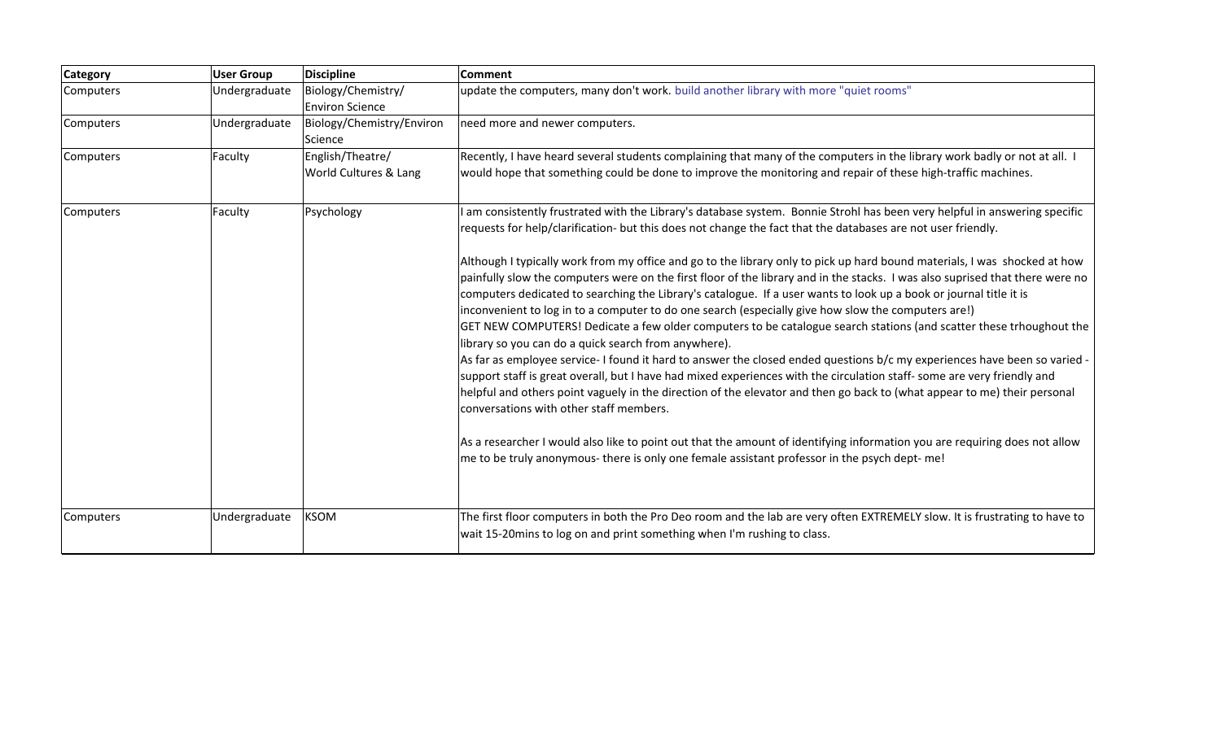| Category | User Group | Discipline | Comment |
|---|---|---|---|
| Computers | Undergraduate | Biology/Chemistry/ Environ Science | update the computers, many don't work. build another library with more "quiet rooms" |
| Computers | Undergraduate | Biology/Chemistry/Environ Science | need more and newer computers. |
| Computers | Faculty | English/Theatre/ World Cultures & Lang | Recently, I have heard several students complaining that many of the computers in the library work badly or not at all. I would hope that something could be done to improve the monitoring and repair of these high-traffic machines. |
| Computers | Faculty | Psychology | I am consistently frustrated with the Library's database system. Bonnie Strohl has been very helpful in answering specific requests for help/clarification- but this does not change the fact that the databases are not user friendly.<br><br>Although I typically work from my office and go to the library only to pick up hard bound materials, I was shocked at how painfully slow the computers were on the first floor of the library and in the stacks. I was also suprised that there were no computers dedicated to searching the Library's catalogue. If a user wants to look up a book or journal title it is inconvenient to log in to a computer to do one search (especially give how slow the computers are!)<br>GET NEW COMPUTERS! Dedicate a few older computers to be catalogue search stations (and scatter these trhoughout the library so you can do a quick search from anywhere).<br>As far as employee service- I found it hard to answer the closed ended questions b/c my experiences have been so varied - support staff is great overall, but I have had mixed experiences with the circulation staff- some are very friendly and helpful and others point vaguely in the direction of the elevator and then go back to (what appear to me) their personal conversations with other staff members.<br><br>As a researcher I would also like to point out that the amount of identifying information you are requiring does not allow me to be truly anonymous- there is only one female assistant professor in the psych dept- me! |
| Computers | Undergraduate | KSOM | The first floor computers in both the Pro Deo room and the lab are very often EXTREMELY slow. It is frustrating to have to wait 15-20mins to log on and print something when I'm rushing to class. |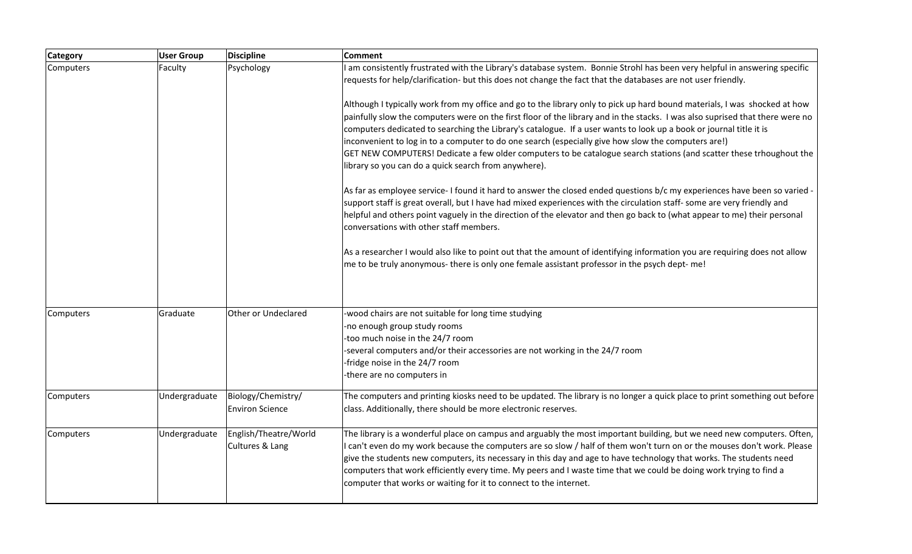| Category | User Group | Discipline | Comment |
| --- | --- | --- | --- |
| Computers | Faculty | Psychology | I am consistently frustrated with the Library's database system. Bonnie Strohl has been very helpful in answering specific requests for help/clarification- but this does not change the fact that the databases are not user friendly.<br><br>Although I typically work from my office and go to the library only to pick up hard bound materials, I was shocked at how painfully slow the computers were on the first floor of the library and in the stacks. I was also suprised that there were no computers dedicated to searching the Library's catalogue. If a user wants to look up a book or journal title it is inconvenient to log in to a computer to do one search (especially give how slow the computers are!)<br>GET NEW COMPUTERS! Dedicate a few older computers to be catalogue search stations (and scatter these trhoughout the library so you can do a quick search from anywhere).<br><br>As far as employee service- I found it hard to answer the closed ended questions b/c my experiences have been so varied - support staff is great overall, but I have had mixed experiences with the circulation staff- some are very friendly and helpful and others point vaguely in the direction of the elevator and then go back to (what appear to me) their personal conversations with other staff members.<br><br>As a researcher I would also like to point out that the amount of identifying information you are requiring does not allow me to be truly anonymous- there is only one female assistant professor in the psych dept- me! |
| Computers | Graduate | Other or Undeclared | -wood chairs are not suitable for long time studying<br>-no enough group study rooms<br>-too much noise in the 24/7 room<br>-several computers and/or their accessories are not working in the 24/7 room<br>-fridge noise in the 24/7 room<br>-there are no computers in |
| Computers | Undergraduate | Biology/Chemistry/ Environ Science | The computers and printing kiosks need to be updated. The library is no longer a quick place to print something out before class. Additionally, there should be more electronic reserves. |
| Computers | Undergraduate | English/Theatre/World Cultures & Lang | The library is a wonderful place on campus and arguably the most important building, but we need new computers. Often, I can't even do my work because the computers are so slow / half of them won't turn on or the mouses don't work. Please give the students new computers, its necessary in this day and age to have technology that works. The students need computers that work efficiently every time. My peers and I waste time that we could be doing work trying to find a computer that works or waiting for it to connect to the internet. |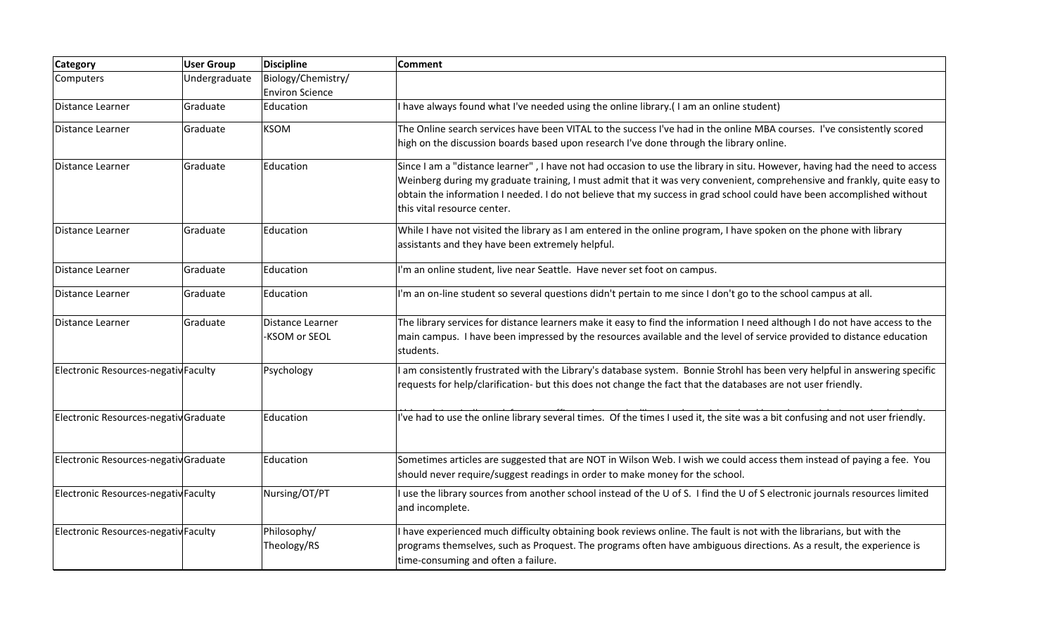| Category | User Group | Discipline | Comment |
| --- | --- | --- | --- |
| Computers | Undergraduate | Biology/Chemistry/ Environ Science | |
| Distance Learner | Graduate | Education | I have always found what I've needed using the online library.( I am an online student) |
| Distance Learner | Graduate | KSOM | The Online search services have been VITAL to the success I've had in the online MBA courses. I've consistently scored high on the discussion boards based upon research I've done through the library online. |
| Distance Learner | Graduate | Education | Since I am a "distance learner" , I have not had occasion to use the library in situ. However, having had the need to access Weinberg during my graduate training, I must admit that it was very convenient, comprehensive and frankly, quite easy to obtain the information I needed. I do not believe that my success in grad school could have been accomplished without this vital resource center. |
| Distance Learner | Graduate | Education | While I have not visited the library as I am entered in the online program, I have spoken on the phone with library assistants and they have been extremely helpful. |
| Distance Learner | Graduate | Education | I'm an online student, live near Seattle. Have never set foot on campus. |
| Distance Learner | Graduate | Education | I'm an on-line student so several questions didn't pertain to me since I don't go to the school campus at all. |
| Distance Learner | Graduate | Distance Learner -KSOM or SEOL | The library services for distance learners make it easy to find the information I need although I do not have access to the main campus. I have been impressed by the resources available and the level of service provided to distance education students. |
| Electronic Resources-negativ | Faculty | Psychology | I am consistently frustrated with the Library's database system. Bonnie Strohl has been very helpful in answering specific requests for help/clarification- but this does not change the fact that the databases are not user friendly. |
| Electronic Resources-negativ | Graduate | Education | I've had to use the online library several times. Of the times I used it, the site was a bit confusing and not user friendly. |
| Electronic Resources-negativ | Graduate | Education | Sometimes articles are suggested that are NOT in Wilson Web. I wish we could access them instead of paying a fee. You should never require/suggest readings in order to make money for the school. |
| Electronic Resources-negativ | Faculty | Nursing/OT/PT | I use the library sources from another school instead of the U of S. I find the U of S electronic journals resources limited and incomplete. |
| Electronic Resources-negativ | Faculty | Philosophy/ Theology/RS | I have experienced much difficulty obtaining book reviews online. The fault is not with the librarians, but with the programs themselves, such as Proquest. The programs often have ambiguous directions. As a result, the experience is time-consuming and often a failure. |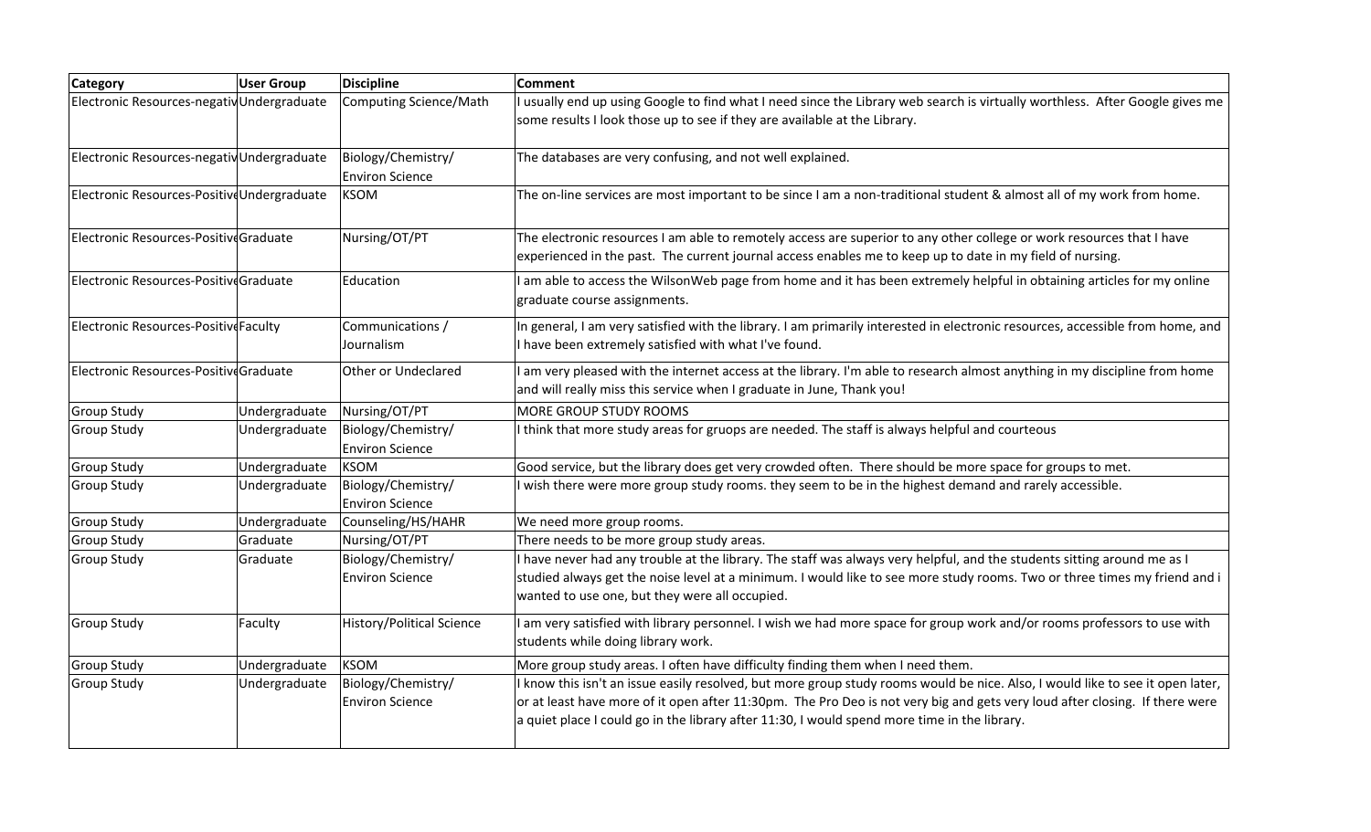| Category | User Group | Discipline | Comment |
| --- | --- | --- | --- |
| Electronic Resources-negativ | Undergraduate | Computing Science/Math | I usually end up using Google to find what I need since the Library web search is virtually worthless. After Google gives me some results I look those up to see if they are available at the Library. |
| Electronic Resources-negativ | Undergraduate | Biology/Chemistry/ Environ Science | The databases are very confusing, and not well explained. |
| Electronic Resources-Positive | Undergraduate | KSOM | The on-line services are most important to be since I am a non-traditional student & almost all of my work from home. |
| Electronic Resources-Positive | Graduate | Nursing/OT/PT | The electronic resources I am able to remotely access are superior to any other college or work resources that I have experienced in the past. The current journal access enables me to keep up to date in my field of nursing. |
| Electronic Resources-Positive | Graduate | Education | I am able to access the WilsonWeb page from home and it has been extremely helpful in obtaining articles for my online graduate course assignments. |
| Electronic Resources-Positive | Faculty | Communications / Journalism | In general, I am very satisfied with the library. I am primarily interested in electronic resources, accessible from home, and I have been extremely satisfied with what I've found. |
| Electronic Resources-Positive | Graduate | Other or Undeclared | I am very pleased with the internet access at the library. I'm able to research almost anything in my discipline from home and will really miss this service when I graduate in June, Thank you! |
| Group Study | Undergraduate | Nursing/OT/PT | MORE GROUP STUDY ROOMS |
| Group Study | Undergraduate | Biology/Chemistry/ Environ Science | I think that more study areas for gruops are needed. The staff is always helpful and courteous |
| Group Study | Undergraduate | KSOM | Good service, but the library does get very crowded often. There should be more space for groups to met. |
| Group Study | Undergraduate | Biology/Chemistry/ Environ Science | I wish there were more group study rooms. they seem to be in the highest demand and rarely accessible. |
| Group Study | Undergraduate | Counseling/HS/HAHR | We need more group rooms. |
| Group Study | Graduate | Nursing/OT/PT | There needs to be more group study areas. |
| Group Study | Graduate | Biology/Chemistry/ Environ Science | I have never had any trouble at the library. The staff was always very helpful, and the students sitting around me as I studied always get the noise level at a minimum. I would like to see more study rooms. Two or three times my friend and i wanted to use one, but they were all occupied. |
| Group Study | Faculty | History/Political Science | I am very satisfied with library personnel. I wish we had more space for group work and/or rooms professors to use with students while doing library work. |
| Group Study | Undergraduate | KSOM | More group study areas. I often have difficulty finding them when I need them. |
| Group Study | Undergraduate | Biology/Chemistry/ Environ Science | I know this isn't an issue easily resolved, but more group study rooms would be nice. Also, I would like to see it open later, or at least have more of it open after 11:30pm. The Pro Deo is not very big and gets very loud after closing. If there were a quiet place I could go in the library after 11:30, I would spend more time in the library. |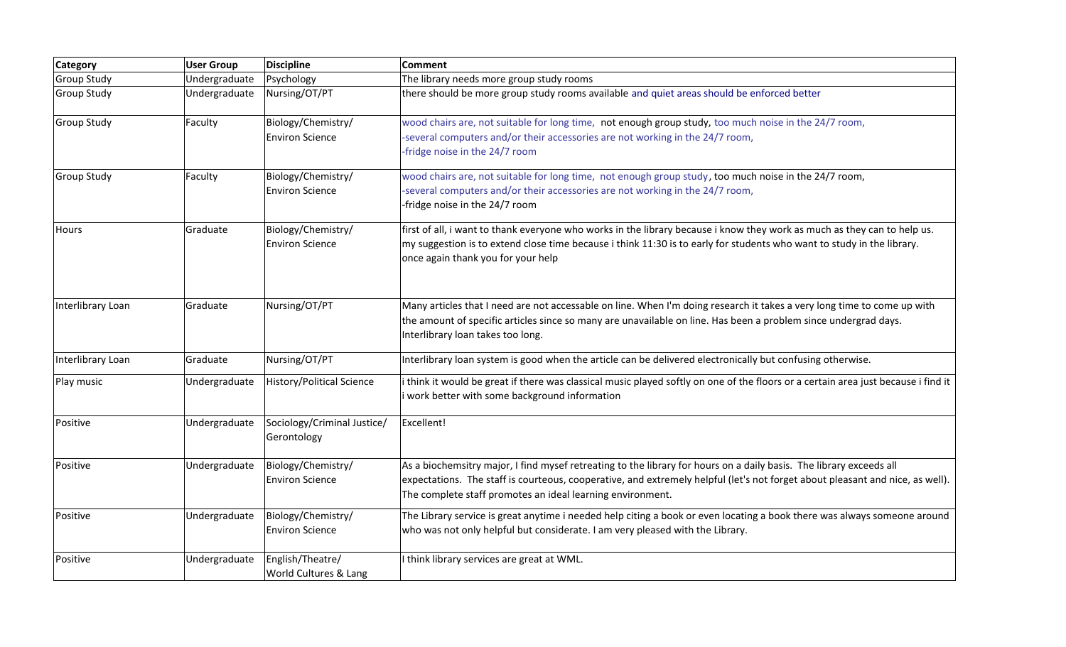| Category | User Group | Discipline | Comment |
| --- | --- | --- | --- |
| Group Study | Undergraduate | Psychology | The library needs more group study rooms |
| Group Study | Undergraduate | Nursing/OT/PT | there should be more group study rooms available and quiet areas should be enforced better |
| Group Study | Faculty | Biology/Chemistry/ Environ Science | wood chairs are, not suitable for long time, not enough group study, too much noise in the 24/7 room, -several computers and/or their accessories are not working in the 24/7 room, -fridge noise in the 24/7 room |
| Group Study | Faculty | Biology/Chemistry/ Environ Science | wood chairs are, not suitable for long time, not enough group study, too much noise in the 24/7 room, -several computers and/or their accessories are not working in the 24/7 room, -fridge noise in the 24/7 room |
| Hours | Graduate | Biology/Chemistry/ Environ Science | first of all, i want to thank everyone who works in the library because i know they work as much as they can to help us. my suggestion is to extend close time because i think 11:30 is to early for students who want to study in the library. once again thank you for your help |
| Interlibrary Loan | Graduate | Nursing/OT/PT | Many articles that I need are not accessable on line. When I'm doing research it takes a very long time to come up with the amount of specific articles since so many are unavailable on line. Has been a problem since undergrad days. Interlibrary loan takes too long. |
| Interlibrary Loan | Graduate | Nursing/OT/PT | Interlibrary loan system is good when the article can be delivered electronically but confusing otherwise. |
| Play music | Undergraduate | History/Political Science | i think it would be great if there was classical music played softly on one of the floors or a certain area just because i find it i work better with some background information |
| Positive | Undergraduate | Sociology/Criminal Justice/ Gerontology | Excellent! |
| Positive | Undergraduate | Biology/Chemistry/ Environ Science | As a biochemsitry major, I find mysef retreating to the library for hours on a daily basis. The library exceeds all expectations. The staff is courteous, cooperative, and extremely helpful (let's not forget about pleasant and nice, as well). The complete staff promotes an ideal learning environment. |
| Positive | Undergraduate | Biology/Chemistry/ Environ Science | The Library service is great anytime i needed help citing a book or even locating a book there was always someone around who was not only helpful but considerate. I am very pleased with the Library. |
| Positive | Undergraduate | English/Theatre/ World Cultures & Lang | I think library services are great at WML. |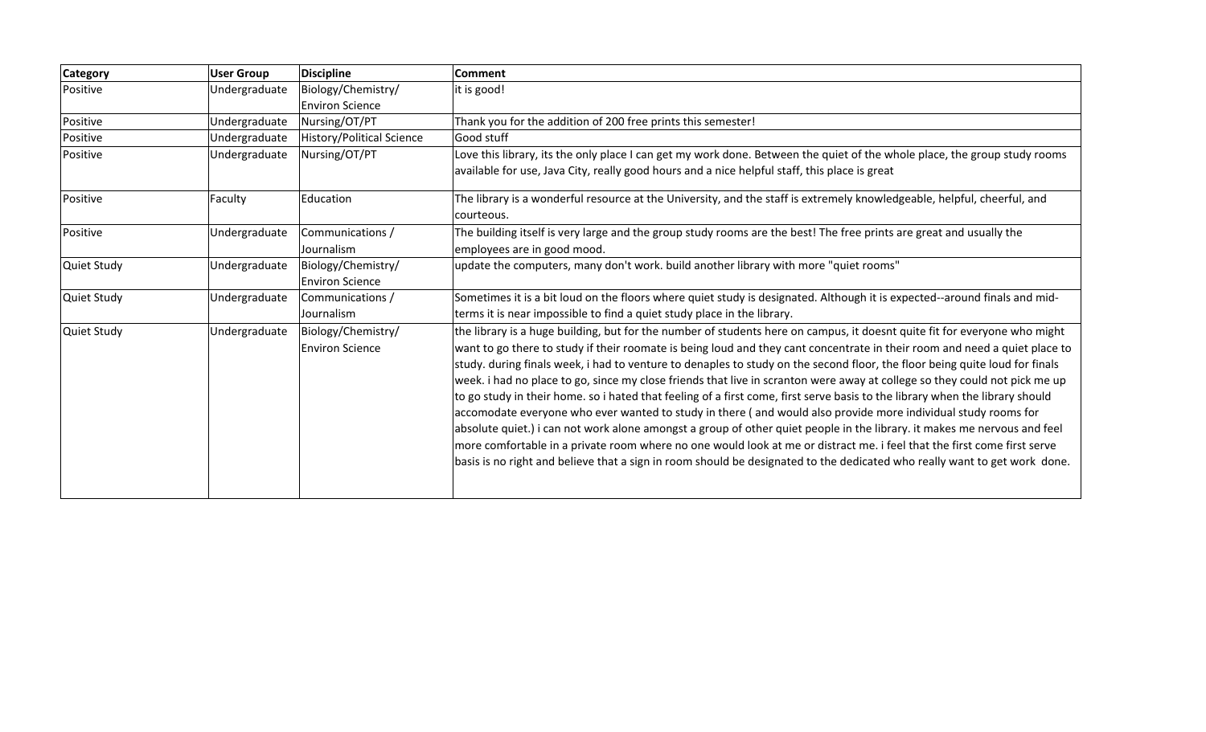| Category | User Group | Discipline | Comment |
| --- | --- | --- | --- |
| Positive | Undergraduate | Biology/Chemistry/ Environ Science | it is good! |
| Positive | Undergraduate | Nursing/OT/PT | Thank you for the addition of 200 free prints this semester! |
| Positive | Undergraduate | History/Political Science | Good stuff |
| Positive | Undergraduate | Nursing/OT/PT | Love this library, its the only place I can get my work done. Between the quiet of the whole place, the group study rooms available for use, Java City, really good hours and a nice helpful staff, this place is great |
| Positive | Faculty | Education | The library is a wonderful resource at the University, and the staff is extremely knowledgeable, helpful, cheerful, and courteous. |
| Positive | Undergraduate | Communications / Journalism | The building itself is very large and the group study rooms are the best! The free prints are great and usually the employees are in good mood. |
| Quiet Study | Undergraduate | Biology/Chemistry/ Environ Science | update the computers, many don't work. build another library with more "quiet rooms" |
| Quiet Study | Undergraduate | Communications / Journalism | Sometimes it is a bit loud on the floors where quiet study is designated. Although it is expected--around finals and mid-terms it is near impossible to find a quiet study place in the library. |
| Quiet Study | Undergraduate | Biology/Chemistry/ Environ Science | the library is a huge building, but for the number of students here on campus, it doesnt quite fit for everyone who might want to go there to study if their roomate is being loud and they cant concentrate in their room and need a quiet place to study. during finals week, i had to venture to denaples to study on the second floor, the floor being quite loud for finals week. i had no place to go, since my close friends that live in scranton were away at college so they could not pick me up to go study in their home. so i hated that feeling of a first come, first serve basis to the library when the library should accomodate everyone who ever wanted to study in there ( and would also provide more individual study rooms for absolute quiet.) i can not work alone amongst a group of other quiet people in the library. it makes me nervous and feel more comfortable in a private room where no one would look at me or distract me. i feel that the first come first serve basis is no right and believe that a sign in room should be designated to the dedicated who really want to get work done. |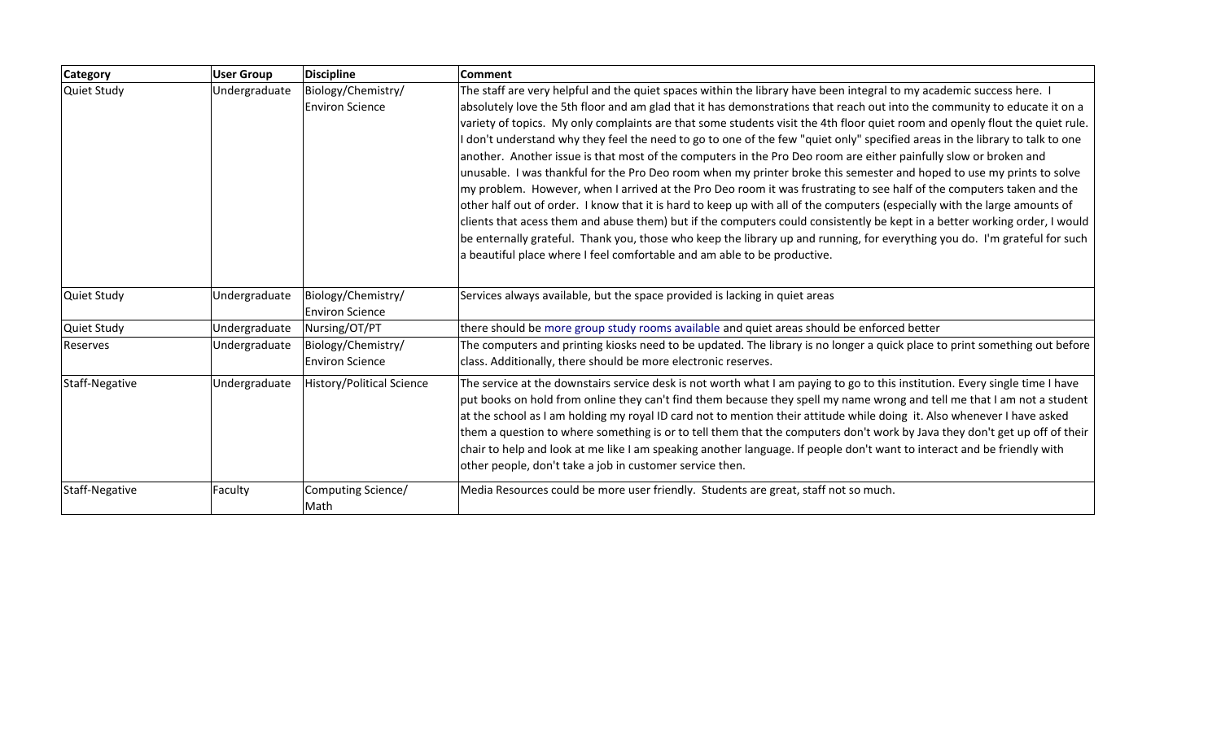| Category | User Group | Discipline | Comment |
|---|---|---|---|
| Quiet Study | Undergraduate | Biology/Chemistry/ Environ Science | The staff are very helpful and the quiet spaces within the library have been integral to my academic success here. I absolutely love the 5th floor and am glad that it has demonstrations that reach out into the community to educate it on a variety of topics. My only complaints are that some students visit the 4th floor quiet room and openly flout the quiet rule. I don't understand why they feel the need to go to one of the few "quiet only" specified areas in the library to talk to one another. Another issue is that most of the computers in the Pro Deo room are either painfully slow or broken and unusable. I was thankful for the Pro Deo room when my printer broke this semester and hoped to use my prints to solve my problem. However, when I arrived at the Pro Deo room it was frustrating to see half of the computers taken and the other half out of order. I know that it is hard to keep up with all of the computers (especially with the large amounts of clients that acess them and abuse them) but if the computers could consistently be kept in a better working order, I would be enternally grateful. Thank you, those who keep the library up and running, for everything you do. I'm grateful for such a beautiful place where I feel comfortable and am able to be productive. |
| Quiet Study | Undergraduate | Biology/Chemistry/ Environ Science | Services always available, but the space provided is lacking in quiet areas |
| Quiet Study | Undergraduate | Nursing/OT/PT | there should be more group study rooms available and quiet areas should be enforced better |
| Reserves | Undergraduate | Biology/Chemistry/ Environ Science | The computers and printing kiosks need to be updated. The library is no longer a quick place to print something out before class. Additionally, there should be more electronic reserves. |
| Staff-Negative | Undergraduate | History/Political Science | The service at the downstairs service desk is not worth what I am paying to go to this institution. Every single time I have put books on hold from online they can't find them because they spell my name wrong and tell me that I am not a student at the school as I am holding my royal ID card not to mention their attitude while doing it. Also whenever I have asked them a question to where something is or to tell them that the computers don't work by Java they don't get up off of their chair to help and look at me like I am speaking another language. If people don't want to interact and be friendly with other people, don't take a job in customer service then. |
| Staff-Negative | Faculty | Computing Science/ Math | Media Resources could be more user friendly. Students are great, staff not so much. |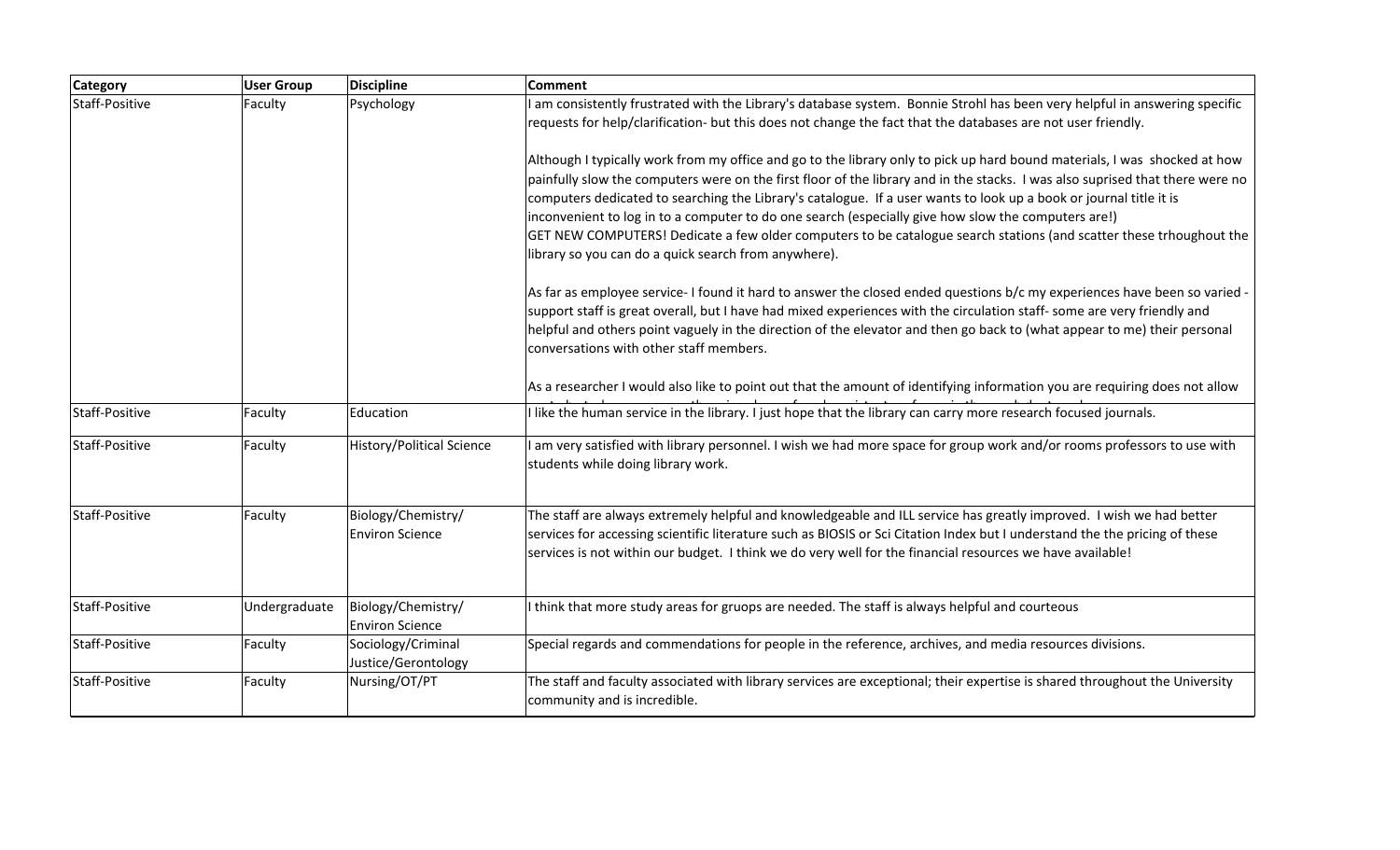| Category | User Group | Discipline | Comment |
| --- | --- | --- | --- |
| Staff-Positive | Faculty | Psychology | I am consistently frustrated with the Library's database system. Bonnie Strohl has been very helpful in answering specific requests for help/clarification- but this does not change the fact that the databases are not user friendly.<br><br>Although I typically work from my office and go to the library only to pick up hard bound materials, I was shocked at how painfully slow the computers were on the first floor of the library and in the stacks. I was also suprised that there were no computers dedicated to searching the Library's catalogue. If a user wants to look up a book or journal title it is inconvenient to log in to a computer to do one search (especially give how slow the computers are!)<br>GET NEW COMPUTERS! Dedicate a few older computers to be catalogue search stations (and scatter these trhoughout the library so you can do a quick search from anywhere).<br><br>As far as employee service- I found it hard to answer the closed ended questions b/c my experiences have been so varied - support staff is great overall, but I have had mixed experiences with the circulation staff- some are very friendly and helpful and others point vaguely in the direction of the elevator and then go back to (what appear to me) their personal conversations with other staff members.<br><br>As a researcher I would also like to point out that the amount of identifying information you are requiring does not allow |
| Staff-Positive | Faculty | Education | I like the human service in the library. I just hope that the library can carry more research focused journals. |
| Staff-Positive | Faculty | History/Political Science | I am very satisfied with library personnel. I wish we had more space for group work and/or rooms professors to use with students while doing library work. |
| Staff-Positive | Faculty | Biology/Chemistry/ Environ Science | The staff are always extremely helpful and knowledgeable and ILL service has greatly improved. I wish we had better services for accessing scientific literature such as BIOSIS or Sci Citation Index but I understand the the pricing of these services is not within our budget. I think we do very well for the financial resources we have available! |
| Staff-Positive | Undergraduate | Biology/Chemistry/ Environ Science | I think that more study areas for gruops are needed. The staff is always helpful and courteous |
| Staff-Positive | Faculty | Sociology/Criminal Justice/Gerontology | Special regards and commendations for people in the reference, archives, and media resources divisions. |
| Staff-Positive | Faculty | Nursing/OT/PT | The staff and faculty associated with library services are exceptional; their expertise is shared throughout the University community and is incredible. |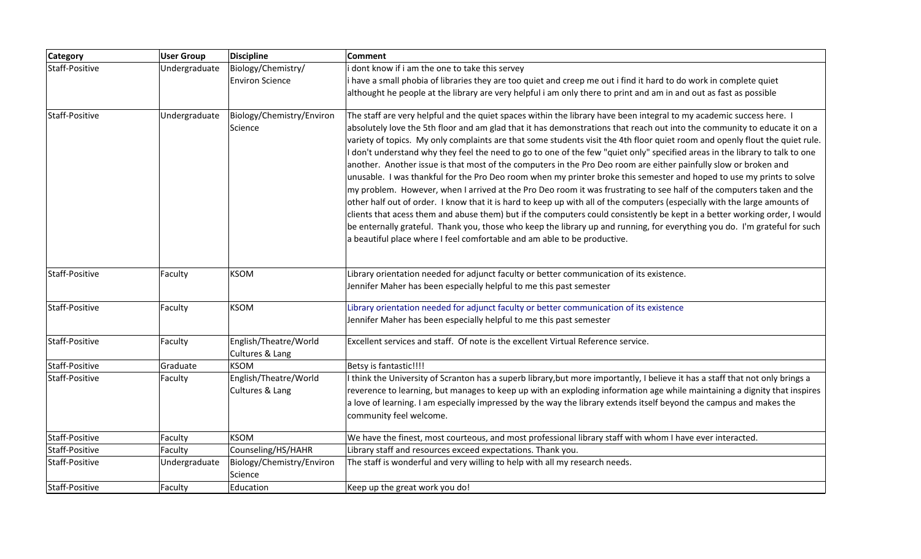| Category | User Group | Discipline | Comment |
|---|---|---|---|
| Staff-Positive | Undergraduate | Biology/Chemistry/ Environ Science | i dont know if i am the one to take this servey i have a small phobia of libraries they are too quiet and creep me out i find it hard to do work in complete quiet althought he people at the library are very helpful i am only there to print and am in and out as fast as possible |
| Staff-Positive | Undergraduate | Biology/Chemistry/Environ Science | The staff are very helpful and the quiet spaces within the library have been integral to my academic success here. I absolutely love the 5th floor and am glad that it has demonstrations that reach out into the community to educate it on a variety of topics. My only complaints are that some students visit the 4th floor quiet room and openly flout the quiet rule. I don't understand why they feel the need to go to one of the few "quiet only" specified areas in the library to talk to one another. Another issue is that most of the computers in the Pro Deo room are either painfully slow or broken and unusable. I was thankful for the Pro Deo room when my printer broke this semester and hoped to use my prints to solve my problem. However, when I arrived at the Pro Deo room it was frustrating to see half of the computers taken and the other half out of order. I know that it is hard to keep up with all of the computers (especially with the large amounts of clients that acess them and abuse them) but if the computers could consistently be kept in a better working order, I would be enternally grateful. Thank you, those who keep the library up and running, for everything you do. I'm grateful for such a beautiful place where I feel comfortable and am able to be productive. |
| Staff-Positive | Faculty | KSOM | Library orientation needed for adjunct faculty or better communication of its existence. Jennifer Maher has been especially helpful to me this past semester |
| Staff-Positive | Faculty | KSOM | Library orientation needed for adjunct faculty or better communication of its existence Jennifer Maher has been especially helpful to me this past semester |
| Staff-Positive | Faculty | English/Theatre/World Cultures & Lang | Excellent services and staff. Of note is the excellent Virtual Reference service. |
| Staff-Positive | Graduate | KSOM | Betsy is fantastic!!!! |
| Staff-Positive | Faculty | English/Theatre/World Cultures & Lang | I think the University of Scranton has a superb library,but more importantly, I believe it has a staff that not only brings a reverence to learning, but manages to keep up with an exploding information age while maintaining a dignity that inspires a love of learning. I am especially impressed by the way the library extends itself beyond the campus and makes the community feel welcome. |
| Staff-Positive | Faculty | KSOM | We have the finest, most courteous, and most professional library staff with whom I have ever interacted. |
| Staff-Positive | Faculty | Counseling/HS/HAHR | Library staff and resources exceed expectations. Thank you. |
| Staff-Positive | Undergraduate | Biology/Chemistry/Environ Science | The staff is wonderful and very willing to help with all my research needs. |
| Staff-Positive | Faculty | Education | Keep up the great work you do! |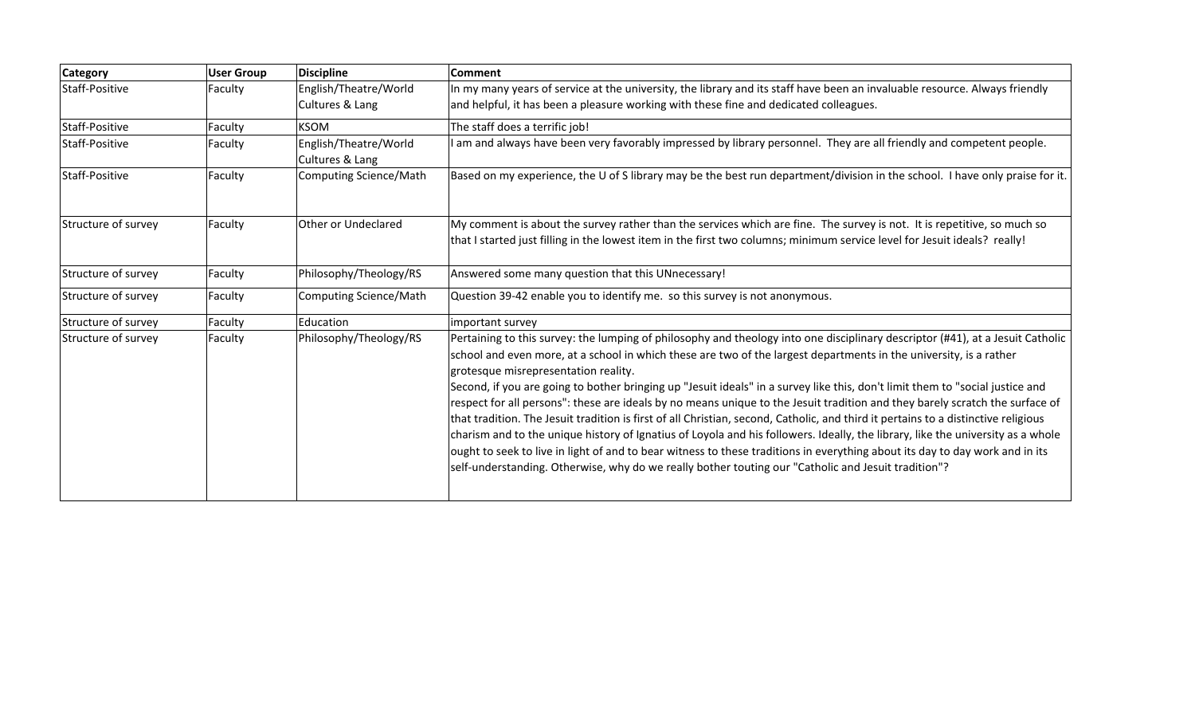| Category | User Group | Discipline | Comment |
|---|---|---|---|
| Staff-Positive | Faculty | English/Theatre/World Cultures & Lang | In my many years of service at the university, the library and its staff have been an invaluable resource. Always friendly and helpful, it has been a pleasure working with these fine and dedicated colleagues. |
| Staff-Positive | Faculty | KSOM | The staff does a terrific job! |
| Staff-Positive | Faculty | English/Theatre/World Cultures & Lang | I am and always have been very favorably impressed by library personnel. They are all friendly and competent people. |
| Staff-Positive | Faculty | Computing Science/Math | Based on my experience, the U of S library may be the best run department/division in the school. I have only praise for it. |
| Structure of survey | Faculty | Other or Undeclared | My comment is about the survey rather than the services which are fine. The survey is not. It is repetitive, so much so that I started just filling in the lowest item in the first two columns; minimum service level for Jesuit ideals? really! |
| Structure of survey | Faculty | Philosophy/Theology/RS | Answered some many question that this UNnecessary! |
| Structure of survey | Faculty | Computing Science/Math | Question 39-42 enable you to identify me. so this survey is not anonymous. |
| Structure of survey | Faculty | Education | important survey |
| Structure of survey | Faculty | Philosophy/Theology/RS | Pertaining to this survey: the lumping of philosophy and theology into one disciplinary descriptor (#41), at a Jesuit Catholic school and even more, at a school in which these are two of the largest departments in the university, is a rather grotesque misrepresentation reality.<br>Second, if you are going to bother bringing up "Jesuit ideals" in a survey like this, don't limit them to "social justice and respect for all persons": these are ideals by no means unique to the Jesuit tradition and they barely scratch the surface of that tradition. The Jesuit tradition is first of all Christian, second, Catholic, and third it pertains to a distinctive religious charism and to the unique history of Ignatius of Loyola and his followers. Ideally, the library, like the university as a whole ought to seek to live in light of and to bear witness to these traditions in everything about its day to day work and in its self-understanding. Otherwise, why do we really bother touting our "Catholic and Jesuit tradition"? |